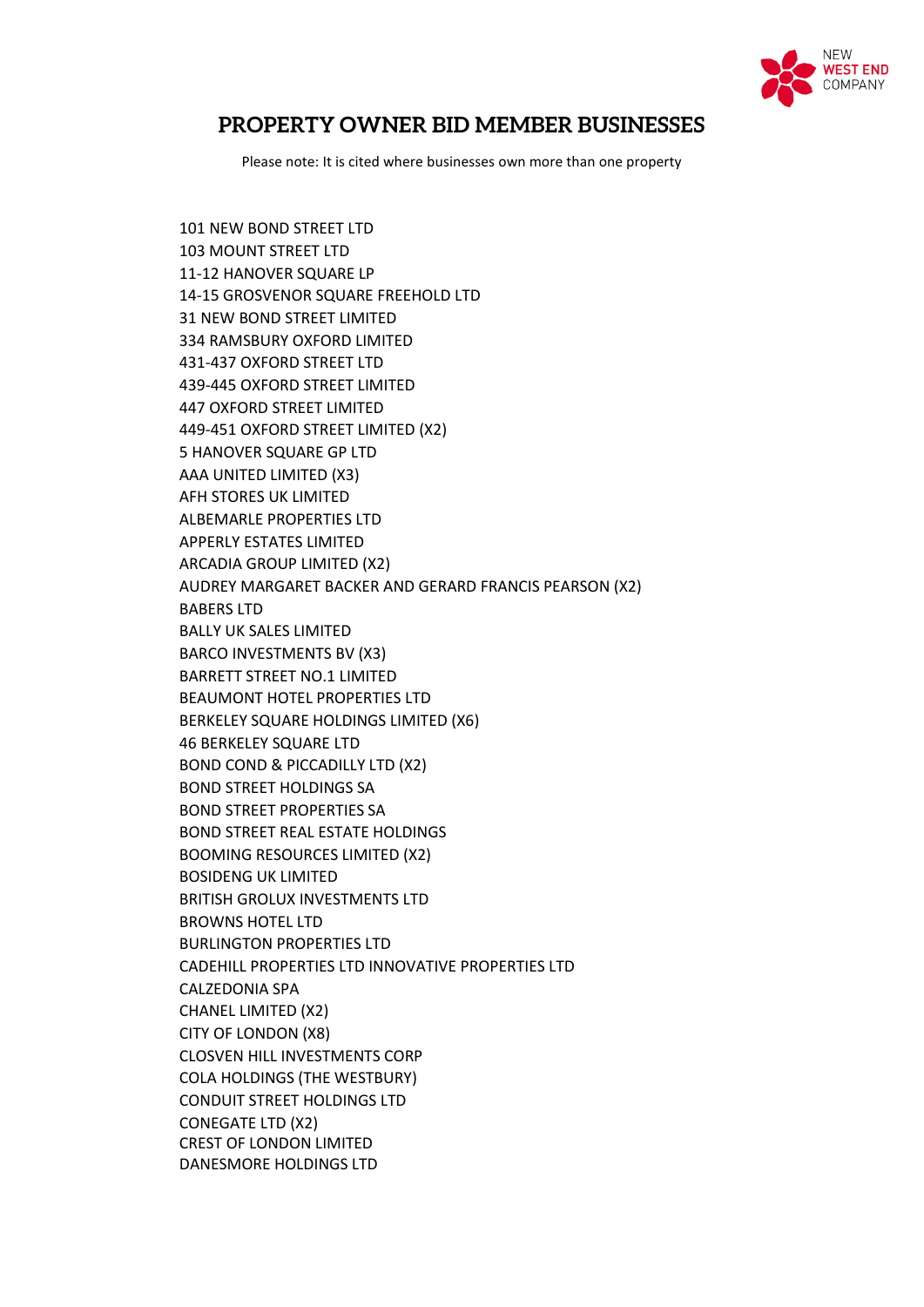# PROPERTY OWNER BID MEMBER BUSINESSES

Please note: It is cited where businesses own more than one property

101 NEW BOND STREET LTD
103 MOUNT STREET LTD
11-12 HANOVER SQUARE LP
14-15 GROSVENOR SQUARE FREEHOLD LTD
31 NEW BOND STREET LIMITED
334 RAMSBURY OXFORD LIMITED
431-437 OXFORD STREET LTD
439-445 OXFORD STREET LIMITED
447 OXFORD STREET LIMITED
449-451 OXFORD STREET LIMITED (X2)
5 HANOVER SQUARE GP LTD
AAA UNITED LIMITED (X3)
AFH STORES UK LIMITED
ALBEMARLE PROPERTIES LTD
APPERLY ESTATES LIMITED
ARCADIA GROUP LIMITED (X2)
AUDREY MARGARET BACKER AND GERARD FRANCIS PEARSON (X2)
BABERS LTD
BALLY UK SALES LIMITED
BARCO INVESTMENTS BV (X3)
BARRETT STREET NO.1 LIMITED
BEAUMONT HOTEL PROPERTIES LTD
BERKELEY SQUARE HOLDINGS LIMITED (X6)
46 BERKELEY SQUARE LTD
BOND COND & PICCADILLY LTD (X2)
BOND STREET HOLDINGS SA
BOND STREET PROPERTIES SA
BOND STREET REAL ESTATE HOLDINGS
BOOMING RESOURCES LIMITED (X2)
BOSIDENG UK LIMITED
BRITISH GROLUX INVESTMENTS LTD
BROWNS HOTEL LTD
BURLINGTON PROPERTIES LTD
CADEHILL PROPERTIES LTD INNOVATIVE PROPERTIES LTD
CALZEDONIA SPA
CHANEL LIMITED (X2)
CITY OF LONDON (X8)
CLOSVEN HILL INVESTMENTS CORP
COLA HOLDINGS (THE WESTBURY)
CONDUIT STREET HOLDINGS LTD
CONEGATE LTD (X2)
CREST OF LONDON LIMITED
DANESMORE HOLDINGS LTD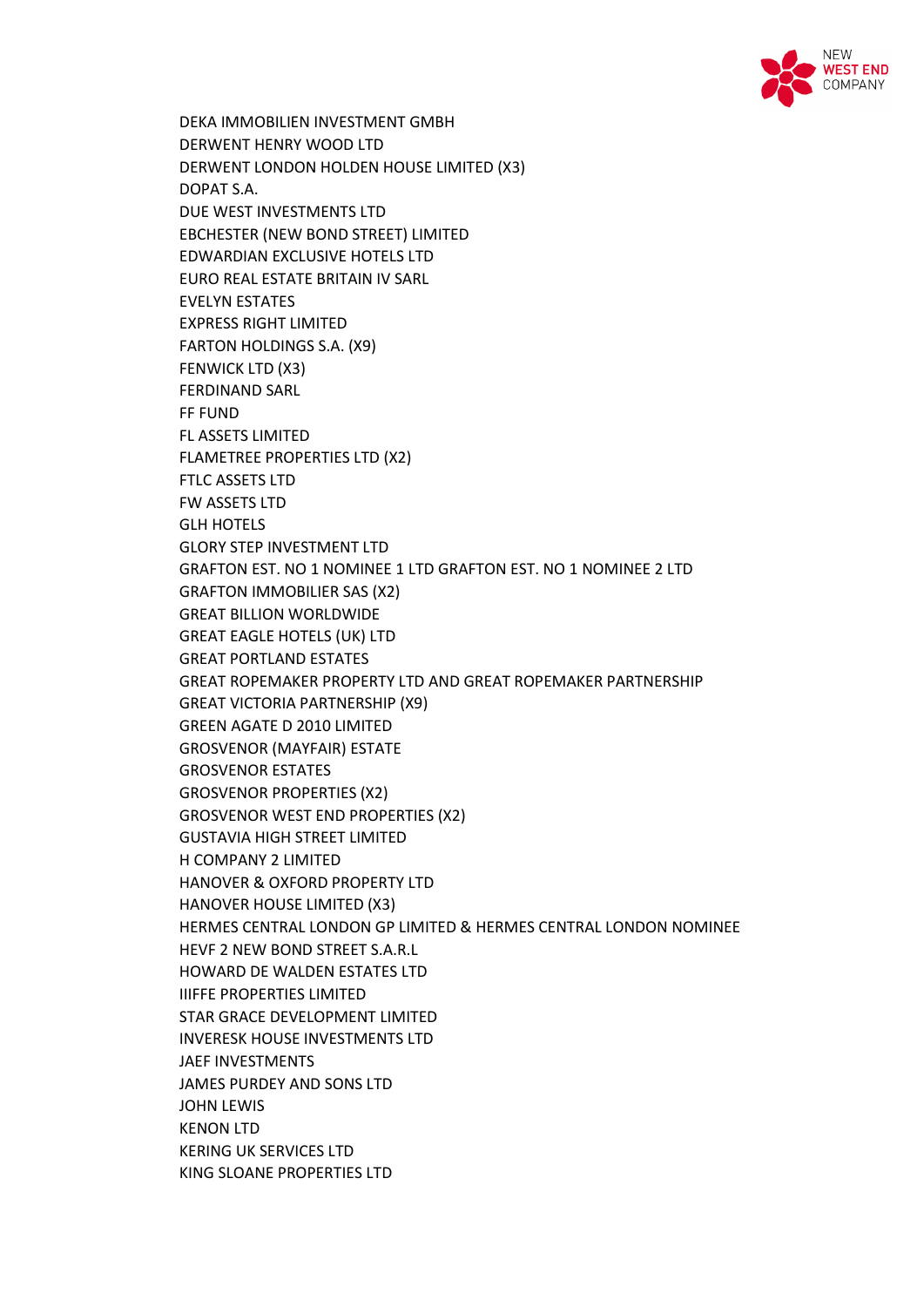DEKA IMMOBILIEN INVESTMENT GMBH
DERWENT HENRY WOOD LTD
DERWENT LONDON HOLDEN HOUSE LIMITED (X3)
DOPAT S.A.
DUE WEST INVESTMENTS LTD
EBCHESTER (NEW BOND STREET) LIMITED
EDWARDIAN EXCLUSIVE HOTELS LTD
EURO REAL ESTATE BRITAIN IV SARL
EVELYN ESTATES
EXPRESS RIGHT LIMITED
FARTON HOLDINGS S.A. (X9)
FENWICK LTD (X3)
FERDINAND SARL
FF FUND
FL ASSETS LIMITED
FLAMETREE PROPERTIES LTD (X2)
FTLC ASSETS LTD
FW ASSETS LTD
GLH HOTELS
GLORY STEP INVESTMENT LTD
GRAFTON EST. NO 1 NOMINEE 1 LTD GRAFTON EST. NO 1 NOMINEE 2 LTD
GRAFTON IMMOBILIER SAS (X2)
GREAT BILLION WORLDWIDE
GREAT EAGLE HOTELS (UK) LTD
GREAT PORTLAND ESTATES
GREAT ROPEMAKER PROPERTY LTD AND GREAT ROPEMAKER PARTNERSHIP
GREAT VICTORIA PARTNERSHIP (X9)
GREEN AGATE D 2010 LIMITED
GROSVENOR (MAYFAIR) ESTATE
GROSVENOR ESTATES
GROSVENOR PROPERTIES (X2)
GROSVENOR WEST END PROPERTIES (X2)
GUSTAVIA HIGH STREET LIMITED
H COMPANY 2 LIMITED
HANOVER & OXFORD PROPERTY LTD
HANOVER HOUSE LIMITED (X3)
HERMES CENTRAL LONDON GP LIMITED & HERMES CENTRAL LONDON NOMINEE
HEVF 2 NEW BOND STREET S.A.R.L
HOWARD DE WALDEN ESTATES LTD
IIIFFE PROPERTIES LIMITED
STAR GRACE DEVELOPMENT LIMITED
INVERESK HOUSE INVESTMENTS LTD
JAEF INVESTMENTS
JAMES PURDEY AND SONS LTD
JOHN LEWIS
KENON LTD
KERING UK SERVICES LTD
KING SLOANE PROPERTIES LTD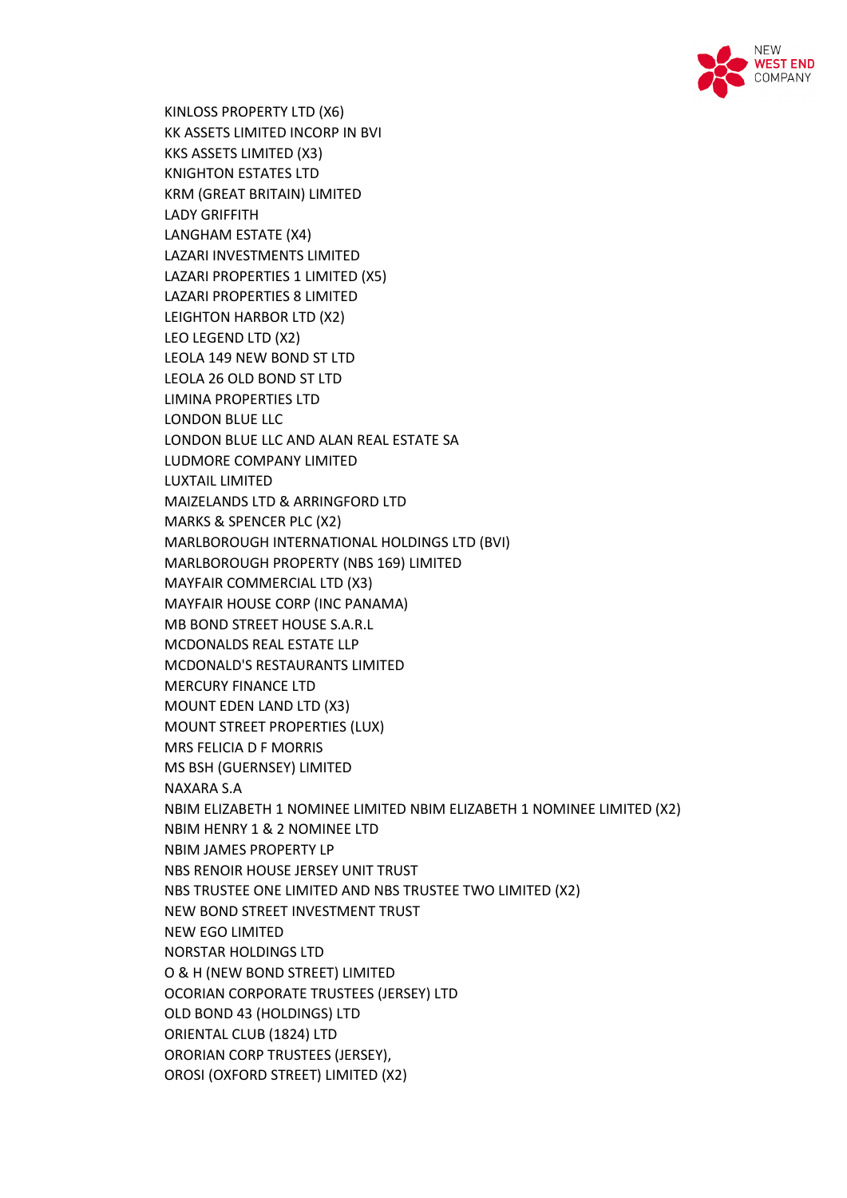KINLOSS PROPERTY LTD (X6)
KK ASSETS LIMITED INCORP IN BVI
KKS ASSETS LIMITED (X3)
KNIGHTON ESTATES LTD
KRM (GREAT BRITAIN) LIMITED
LADY GRIFFITH
LANGHAM ESTATE (X4)
LAZARI INVESTMENTS LIMITED
LAZARI PROPERTIES 1 LIMITED (X5)
LAZARI PROPERTIES 8 LIMITED
LEIGHTON HARBOR LTD (X2)
LEO LEGEND LTD (X2)
LEOLA 149 NEW BOND ST LTD
LEOLA 26 OLD BOND ST LTD
LIMINA PROPERTIES LTD
LONDON BLUE LLC
LONDON BLUE LLC AND ALAN REAL ESTATE SA
LUDMORE COMPANY LIMITED
LUXTAIL LIMITED
MAIZELANDS LTD & ARRINGFORD LTD
MARKS & SPENCER PLC (X2)
MARLBOROUGH INTERNATIONAL HOLDINGS LTD (BVI)
MARLBOROUGH PROPERTY (NBS 169) LIMITED
MAYFAIR COMMERCIAL LTD (X3)
MAYFAIR HOUSE CORP (INC PANAMA)
MB BOND STREET HOUSE S.A.R.L
MCDONALDS REAL ESTATE LLP
MCDONALD'S RESTAURANTS LIMITED
MERCURY FINANCE LTD
MOUNT EDEN LAND LTD (X3)
MOUNT STREET PROPERTIES (LUX)
MRS FELICIA D F MORRIS
MS BSH (GUERNSEY) LIMITED
NAXARA S.A
NBIM ELIZABETH 1 NOMINEE LIMITED NBIM ELIZABETH 1 NOMINEE LIMITED (X2)
NBIM HENRY 1 & 2 NOMINEE LTD
NBIM JAMES PROPERTY LP
NBS RENOIR HOUSE JERSEY UNIT TRUST
NBS TRUSTEE ONE LIMITED AND NBS TRUSTEE TWO LIMITED (X2)
NEW BOND STREET INVESTMENT TRUST
NEW EGO LIMITED
NORSTAR HOLDINGS LTD
O & H (NEW BOND STREET) LIMITED
OCORIAN CORPORATE TRUSTEES (JERSEY) LTD
OLD BOND 43 (HOLDINGS) LTD
ORIENTAL CLUB (1824) LTD
ORORIAN CORP TRUSTEES (JERSEY),
OROSI (OXFORD STREET) LIMITED (X2)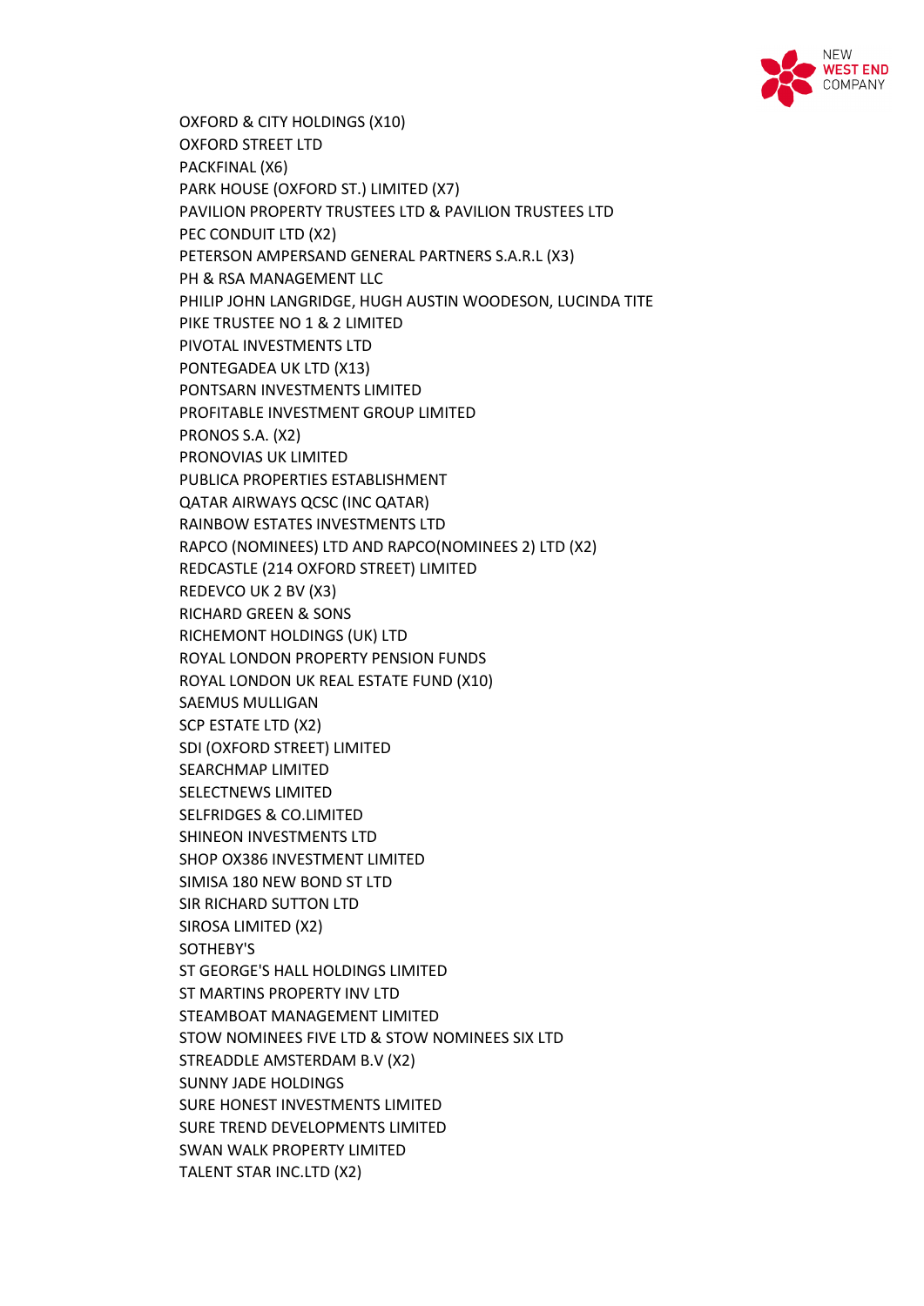OXFORD & CITY HOLDINGS (X10)
OXFORD STREET LTD
PACKFINAL (X6)
PARK HOUSE (OXFORD ST.) LIMITED (X7)
PAVILION PROPERTY TRUSTEES LTD & PAVILION TRUSTEES LTD
PEC CONDUIT LTD (X2)
PETERSON AMPERSAND GENERAL PARTNERS S.A.R.L (X3)
PH & RSA MANAGEMENT LLC
PHILIP JOHN LANGRIDGE, HUGH AUSTIN WOODESON, LUCINDA TITE
PIKE TRUSTEE NO 1 & 2 LIMITED
PIVOTAL INVESTMENTS LTD
PONTEGADEA UK LTD (X13)
PONTSARN INVESTMENTS LIMITED
PROFITABLE INVESTMENT GROUP LIMITED
PRONOS S.A. (X2)
PRONOVIAS UK LIMITED
PUBLICA PROPERTIES ESTABLISHMENT
QATAR AIRWAYS QCSC (INC QATAR)
RAINBOW ESTATES INVESTMENTS LTD
RAPCO (NOMINEES) LTD AND RAPCO(NOMINEES 2) LTD (X2)
REDCASTLE (214 OXFORD STREET) LIMITED
REDEVCO UK 2 BV (X3)
RICHARD GREEN & SONS
RICHEMONT HOLDINGS (UK) LTD
ROYAL LONDON PROPERTY PENSION FUNDS
ROYAL LONDON UK REAL ESTATE FUND (X10)
SAEMUS MULLIGAN
SCP ESTATE LTD (X2)
SDI (OXFORD STREET) LIMITED
SEARCHMAP LIMITED
SELECTNEWS LIMITED
SELFRIDGES & CO.LIMITED
SHINEON INVESTMENTS LTD
SHOP OX386 INVESTMENT LIMITED
SIMISA 180 NEW BOND ST LTD
SIR RICHARD SUTTON LTD
SIROSA LIMITED (X2)
SOTHEBY'S
ST GEORGE'S HALL HOLDINGS LIMITED
ST MARTINS PROPERTY INV LTD
STEAMBOAT MANAGEMENT LIMITED
STOW NOMINEES FIVE LTD & STOW NOMINEES SIX LTD
STREADDLE AMSTERDAM B.V (X2)
SUNNY JADE HOLDINGS
SURE HONEST INVESTMENTS LIMITED
SURE TREND DEVELOPMENTS LIMITED
SWAN WALK PROPERTY LIMITED
TALENT STAR INC.LTD (X2)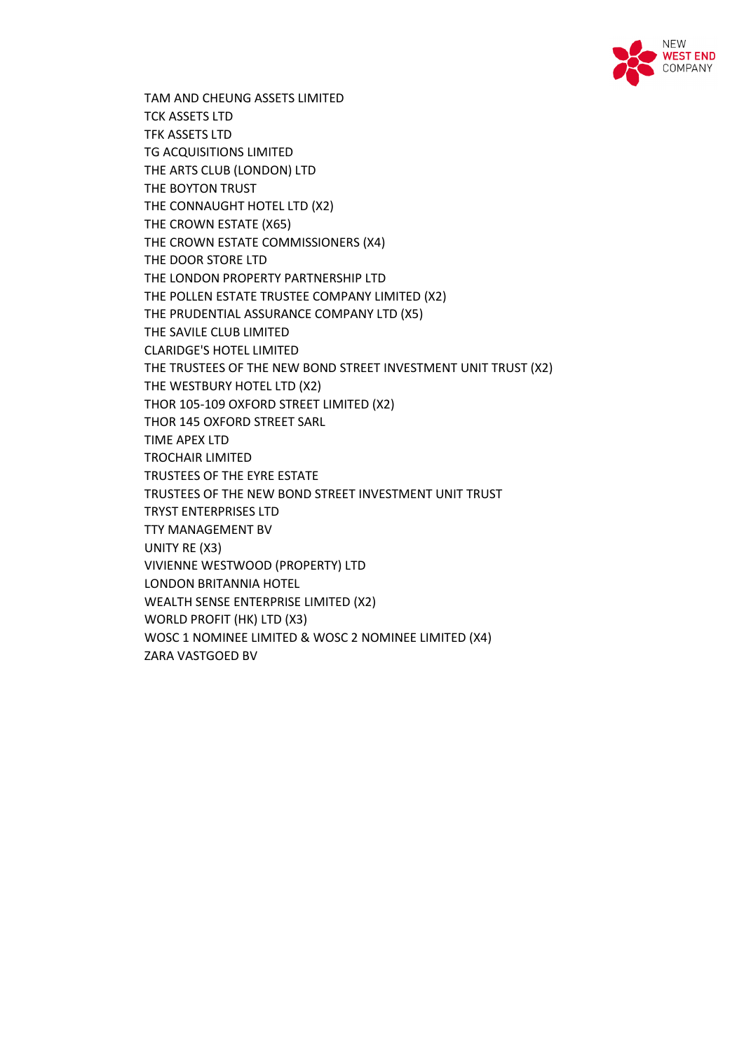TAM AND CHEUNG ASSETS LIMITED
TCK ASSETS LTD
TFK ASSETS LTD
TG ACQUISITIONS LIMITED
THE ARTS CLUB (LONDON) LTD
THE BOYTON TRUST
THE CONNAUGHT HOTEL LTD (X2)
THE CROWN ESTATE (X65)
THE CROWN ESTATE COMMISSIONERS (X4)
THE DOOR STORE LTD
THE LONDON PROPERTY PARTNERSHIP LTD
THE POLLEN ESTATE TRUSTEE COMPANY LIMITED (X2)
THE PRUDENTIAL ASSURANCE COMPANY LTD (X5)
THE SAVILE CLUB LIMITED
CLARIDGE'S HOTEL LIMITED
THE TRUSTEES OF THE NEW BOND STREET INVESTMENT UNIT TRUST (X2)
THE WESTBURY HOTEL LTD (X2)
THOR 105-109 OXFORD STREET LIMITED (X2)
THOR 145 OXFORD STREET SARL
TIME APEX LTD
TROCHAIR LIMITED
TRUSTEES OF THE EYRE ESTATE
TRUSTEES OF THE NEW BOND STREET INVESTMENT UNIT TRUST
TRYST ENTERPRISES LTD
TTY MANAGEMENT BV
UNITY RE (X3)
VIVIENNE WESTWOOD (PROPERTY) LTD
LONDON BRITANNIA HOTEL
WEALTH SENSE ENTERPRISE LIMITED (X2)
WORLD PROFIT (HK) LTD (X3)
WOSC 1 NOMINEE LIMITED & WOSC 2 NOMINEE LIMITED (X4)
ZARA VASTGOED BV